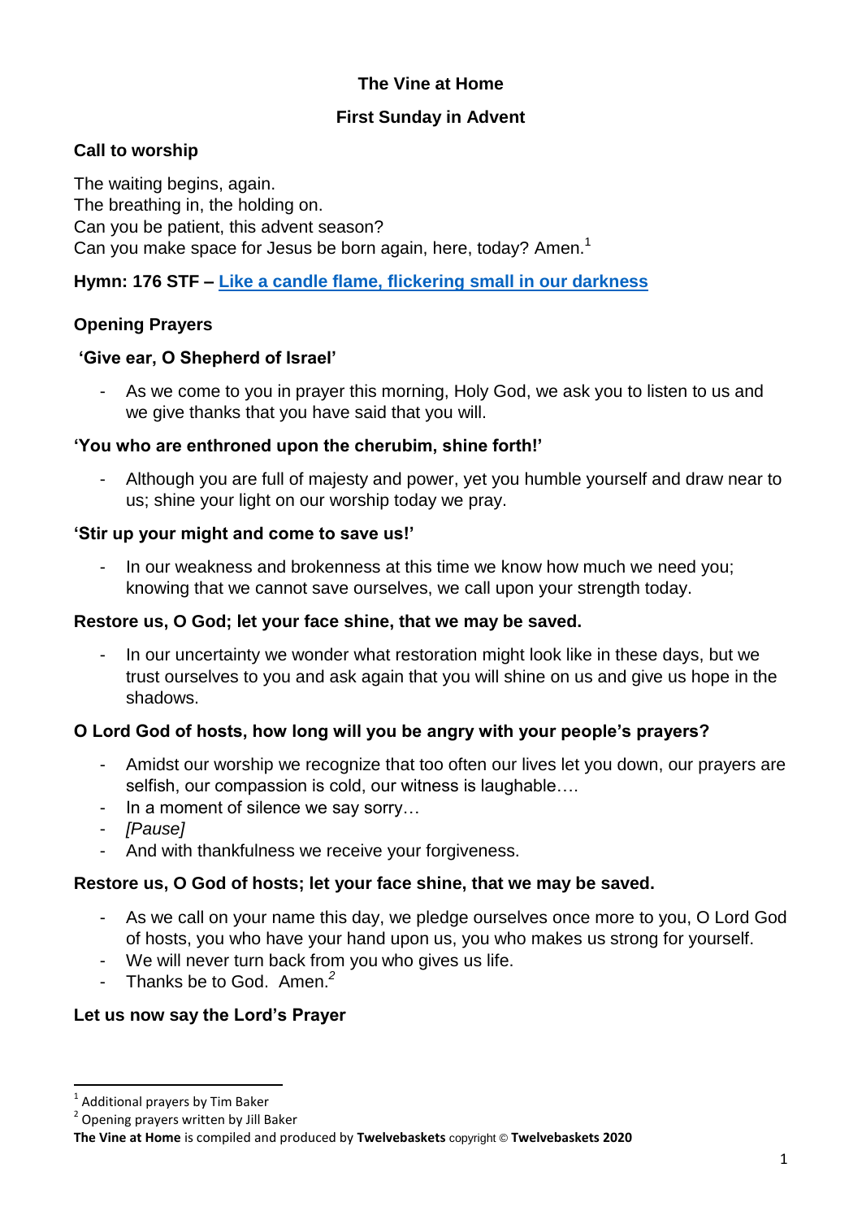**The Vine at Home**

**First Sunday in Advent**

**Call to worship**

The waiting begins, again.
The breathing in, the holding on.
Can you be patient, this advent season?
Can you make space for Jesus be born again, here, today? Amen.[1]

**Hymn: 176 STF – Like a candle flame, flickering small in our darkness**

**Opening Prayers**

**'Give ear, O Shepherd of Israel'**

- As we come to you in prayer this morning, Holy God, we ask you to listen to us and we give thanks that you have said that you will.

**'You who are enthroned upon the cherubim, shine forth!'**

- Although you are full of majesty and power, yet you humble yourself and draw near to us; shine your light on our worship today we pray.

**'Stir up your might and come to save us!'**

- In our weakness and brokenness at this time we know how much we need you; knowing that we cannot save ourselves, we call upon your strength today.

**Restore us, O God; let your face shine, that we may be saved.**

- In our uncertainty we wonder what restoration might look like in these days, but we trust ourselves to you and ask again that you will shine on us and give us hope in the shadows.

**O Lord God of hosts, how long will you be angry with your people's prayers?**

- Amidst our worship we recognize that too often our lives let you down, our prayers are selfish, our compassion is cold, our witness is laughable….
- In a moment of silence we say sorry…
- *[Pause]*
- And with thankfulness we receive your forgiveness.

**Restore us, O God of hosts; let your face shine, that we may be saved.**

- As we call on your name this day, we pledge ourselves once more to you, O Lord God of hosts, you who have your hand upon us, you who makes us strong for yourself.
- We will never turn back from you who gives us life.
- Thanks be to God. Amen.[2]

**Let us now say the Lord's Prayer**

---

[1] Additional prayers by Tim Baker
[2] Opening prayers written by Jill Baker

**The Vine at Home** is compiled and produced by **Twelvebaskets** copyright © **Twelvebaskets 2020**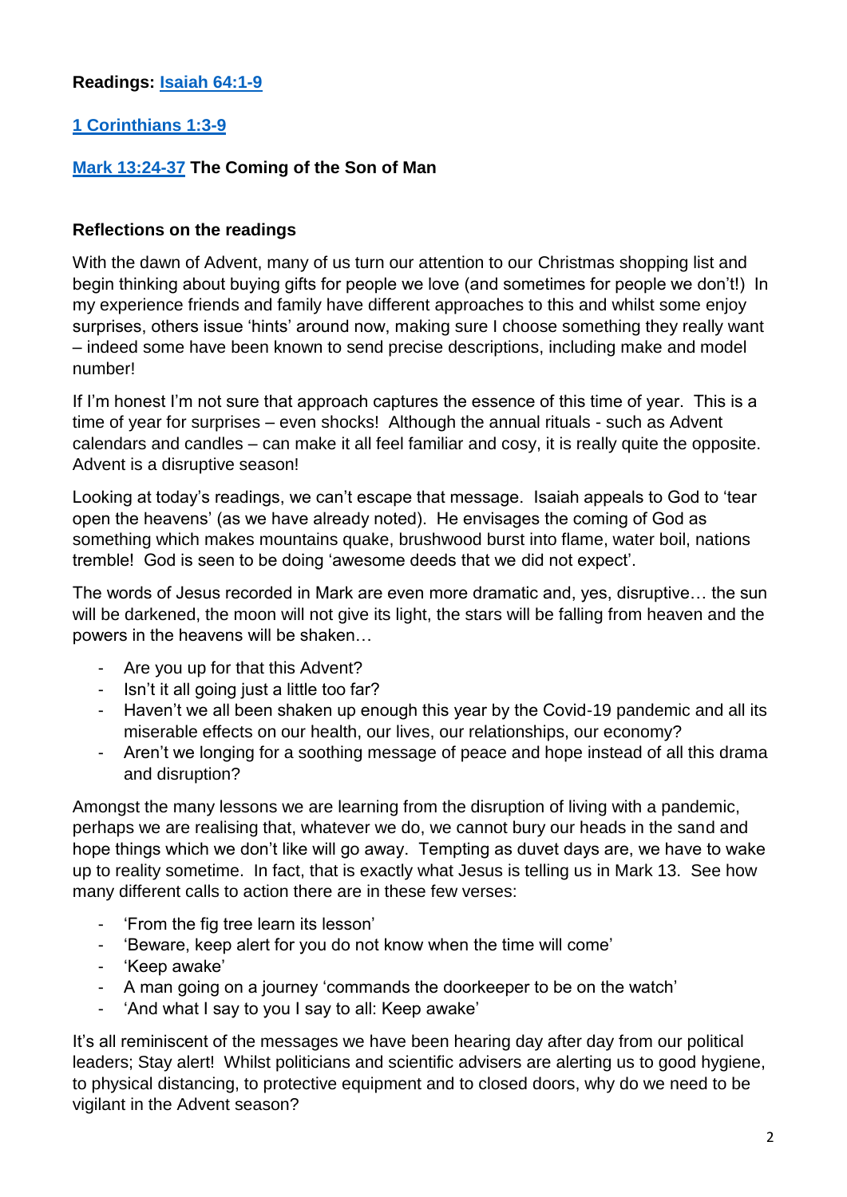**Readings: Isaiah 64:1-9**

**1 Corinthians 1:3-9**

**Mark 13:24-37 The Coming of the Son of Man**

**Reflections on the readings**

With the dawn of Advent, many of us turn our attention to our Christmas shopping list and begin thinking about buying gifts for people we love (and sometimes for people we don't!) In my experience friends and family have different approaches to this and whilst some enjoy surprises, others issue 'hints' around now, making sure I choose something they really want – indeed some have been known to send precise descriptions, including make and model number!

If I'm honest I'm not sure that approach captures the essence of this time of year. This is a time of year for surprises – even shocks! Although the annual rituals - such as Advent calendars and candles – can make it all feel familiar and cosy, it is really quite the opposite. Advent is a disruptive season!

Looking at today's readings, we can't escape that message. Isaiah appeals to God to 'tear open the heavens' (as we have already noted). He envisages the coming of God as something which makes mountains quake, brushwood burst into flame, water boil, nations tremble! God is seen to be doing 'awesome deeds that we did not expect'.

The words of Jesus recorded in Mark are even more dramatic and, yes, disruptive… the sun will be darkened, the moon will not give its light, the stars will be falling from heaven and the powers in the heavens will be shaken…

- Are you up for that this Advent?
- Isn't it all going just a little too far?
- Haven't we all been shaken up enough this year by the Covid-19 pandemic and all its miserable effects on our health, our lives, our relationships, our economy?
- Aren't we longing for a soothing message of peace and hope instead of all this drama and disruption?

Amongst the many lessons we are learning from the disruption of living with a pandemic, perhaps we are realising that, whatever we do, we cannot bury our heads in the sand and hope things which we don't like will go away. Tempting as duvet days are, we have to wake up to reality sometime. In fact, that is exactly what Jesus is telling us in Mark 13. See how many different calls to action there are in these few verses:

- 'From the fig tree learn its lesson'
- 'Beware, keep alert for you do not know when the time will come'
- 'Keep awake'
- A man going on a journey 'commands the doorkeeper to be on the watch'
- 'And what I say to you I say to all: Keep awake'

It's all reminiscent of the messages we have been hearing day after day from our political leaders; Stay alert! Whilst politicians and scientific advisers are alerting us to good hygiene, to physical distancing, to protective equipment and to closed doors, why do we need to be vigilant in the Advent season?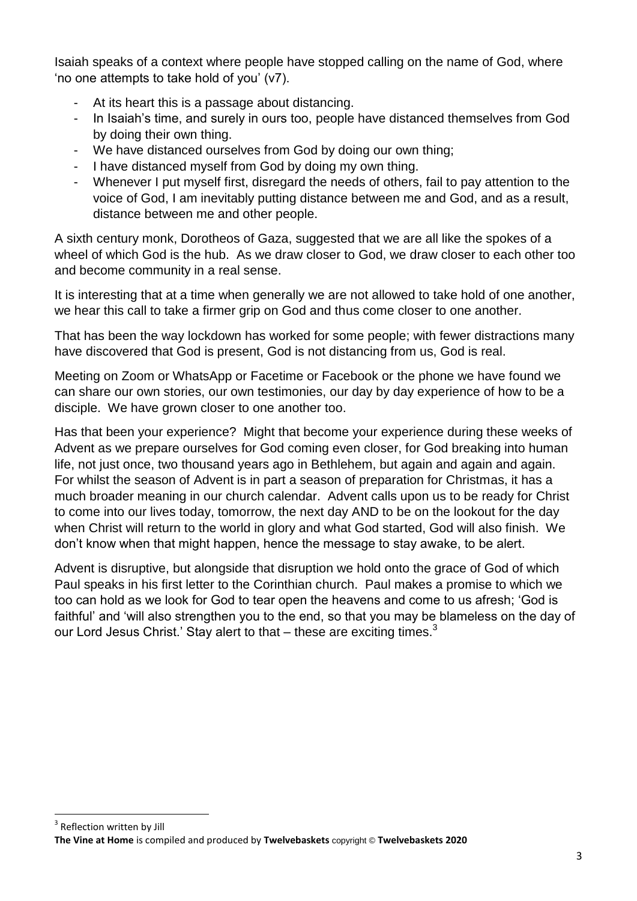Isaiah speaks of a context where people have stopped calling on the name of God, where 'no one attempts to take hold of you' (v7).

- At its heart this is a passage about distancing.
- In Isaiah's time, and surely in ours too, people have distanced themselves from God by doing their own thing.
- We have distanced ourselves from God by doing our own thing;
- I have distanced myself from God by doing my own thing.
- Whenever I put myself first, disregard the needs of others, fail to pay attention to the voice of God, I am inevitably putting distance between me and God, and as a result, distance between me and other people.

A sixth century monk, Dorotheos of Gaza, suggested that we are all like the spokes of a wheel of which God is the hub. As we draw closer to God, we draw closer to each other too and become community in a real sense.

It is interesting that at a time when generally we are not allowed to take hold of one another, we hear this call to take a firmer grip on God and thus come closer to one another.

That has been the way lockdown has worked for some people; with fewer distractions many have discovered that God is present, God is not distancing from us, God is real.

Meeting on Zoom or WhatsApp or Facetime or Facebook or the phone we have found we can share our own stories, our own testimonies, our day by day experience of how to be a disciple. We have grown closer to one another too.

Has that been your experience? Might that become your experience during these weeks of Advent as we prepare ourselves for God coming even closer, for God breaking into human life, not just once, two thousand years ago in Bethlehem, but again and again and again. For whilst the season of Advent is in part a season of preparation for Christmas, it has a much broader meaning in our church calendar. Advent calls upon us to be ready for Christ to come into our lives today, tomorrow, the next day AND to be on the lookout for the day when Christ will return to the world in glory and what God started, God will also finish. We don't know when that might happen, hence the message to stay awake, to be alert.

Advent is disruptive, but alongside that disruption we hold onto the grace of God of which Paul speaks in his first letter to the Corinthian church. Paul makes a promise to which we too can hold as we look for God to tear open the heavens and come to us afresh; 'God is faithful' and 'will also strengthen you to the end, so that you may be blameless on the day of our Lord Jesus Christ.' Stay alert to that – these are exciting times.[3]

[3] Reflection written by Jill

**The Vine at Home** is compiled and produced by **Twelvebaskets** copyright © **Twelvebaskets 2020**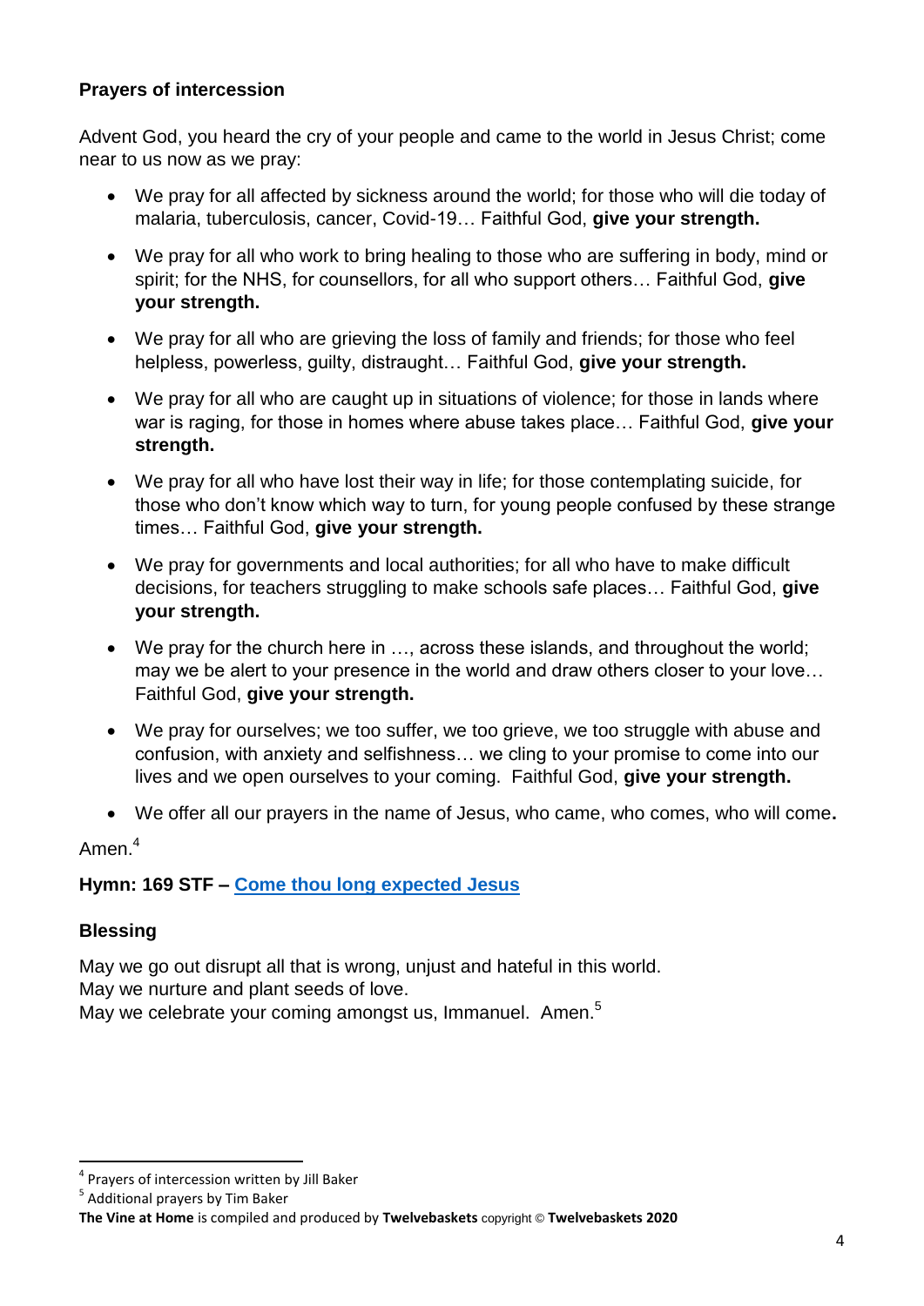**Prayers of intercession**

Advent God, you heard the cry of your people and came to the world in Jesus Christ; come near to us now as we pray:

- We pray for all affected by sickness around the world; for those who will die today of malaria, tuberculosis, cancer, Covid-19… Faithful God, **give your strength.**
- We pray for all who work to bring healing to those who are suffering in body, mind or spirit; for the NHS, for counsellors, for all who support others… Faithful God, **give your strength.**
- We pray for all who are grieving the loss of family and friends; for those who feel helpless, powerless, guilty, distraught… Faithful God, **give your strength.**
- We pray for all who are caught up in situations of violence; for those in lands where war is raging, for those in homes where abuse takes place… Faithful God, **give your strength.**
- We pray for all who have lost their way in life; for those contemplating suicide, for those who don't know which way to turn, for young people confused by these strange times… Faithful God, **give your strength.**
- We pray for governments and local authorities; for all who have to make difficult decisions, for teachers struggling to make schools safe places… Faithful God, **give your strength.**
- We pray for the church here in …, across these islands, and throughout the world; may we be alert to your presence in the world and draw others closer to your love… Faithful God, **give your strength.**
- We pray for ourselves; we too suffer, we too grieve, we too struggle with abuse and confusion, with anxiety and selfishness… we cling to your promise to come into our lives and we open ourselves to your coming. Faithful God, **give your strength.**
- We offer all our prayers in the name of Jesus, who came, who comes, who will come**.**

Amen.[4]

**Hymn: 169 STF – Come thou long expected Jesus**

**Blessing**

May we go out disrupt all that is wrong, unjust and hateful in this world.
May we nurture and plant seeds of love.
May we celebrate your coming amongst us, Immanuel. Amen.[5]

---

[4] Prayers of intercession written by Jill Baker

[5] Additional prayers by Tim Baker

**The Vine at Home** is compiled and produced by **Twelvebaskets** copyright © **Twelvebaskets 2020**